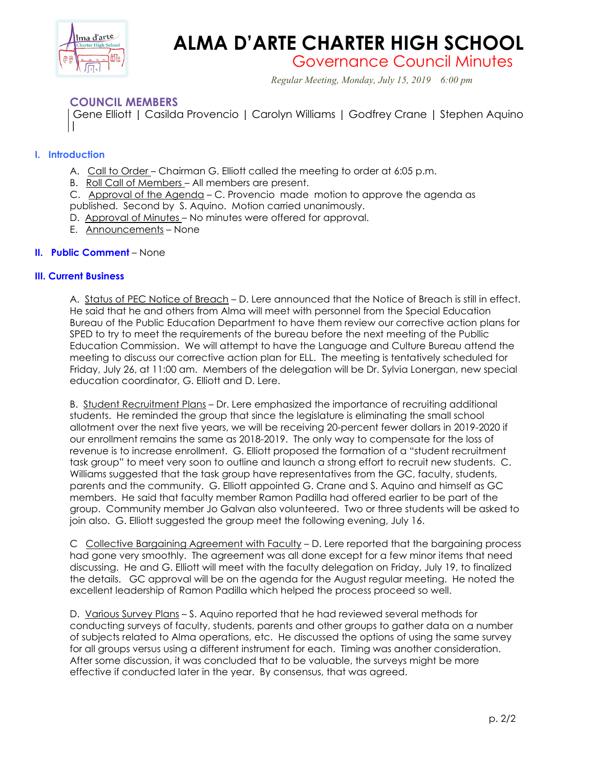# ALMA D'ARTE CHARTER HIGH SCHOOL

## Governance Council Minutes

*Regular Meeting, Monday, July 15, 2019 6:00 pm*

### COUNCIL MEMBERS

Gene Elliott | Casilda Provencio | Carolyn Williams | Godfrey Crane | Stephen Aquino |

### I. Introduction

A. Call to Order – Chairman G. Elliott called the meeting to order at 6:05 p.m.

B. Roll Call of Members – All members are present.

C. Approval of the Agenda – C. Provencio made motion to approve the agenda as published. Second by S. Aquino. Motion carried unanimously.

D. Approval of Minutes – No minutes were offered for approval.

E. Announcements – None

### II. Public Comment – None

### III. Current Business

A. Status of PEC Notice of Breach – D. Lere announced that the Notice of Breach is still in effect. He said that he and others from Alma will meet with personnel from the Special Education Bureau of the Public Education Department to have them review our corrective action plans for SPED to try to meet the requirements of the bureau before the next meeting of the Publlic Education Commission. We will attempt to have the Language and Culture Bureau attend the meeting to discuss our corrective action plan for ELL. The meeting is tentatively scheduled for Friday, July 26, at 11:00 am. Members of the delegation will be Dr. Sylvia Lonergan, new special education coordinator, G. Elliott and D. Lere.

B. Student Recruitment Plans – Dr. Lere emphasized the importance of recruiting additional students. He reminded the group that since the legislature is eliminating the small school allotment over the next five years, we will be receiving 20-percent fewer dollars in 2019-2020 if our enrollment remains the same as 2018-2019. The only way to compensate for the loss of revenue is to increase enrollment. G. Elliott proposed the formation of a "student recruitment task group" to meet very soon to outline and launch a strong effort to recruit new students. C. Williams suggested that the task group have representatives from the GC, faculty, students, parents and the community. G. Elliott appointed G. Crane and S. Aquino and himself as GC members. He said that faculty member Ramon Padilla had offered earlier to be part of the group. Community member Jo Galvan also volunteered. Two or three students will be asked to join also. G. Elliott suggested the group meet the following evening, July 16.

C Collective Bargaining Agreement with Faculty – D. Lere reported that the bargaining process had gone very smoothly. The agreement was all done except for a few minor items that need discussing. He and G. Elliott will meet with the faculty delegation on Friday, July 19, to finalized the details. GC approval will be on the agenda for the August regular meeting. He noted the excellent leadership of Ramon Padilla which helped the process proceed so well.

D. Various Survey Plans – S. Aquino reported that he had reviewed several methods for conducting surveys of faculty, students, parents and other groups to gather data on a number of subjects related to Alma operations, etc. He discussed the options of using the same survey for all groups versus using a different instrument for each. Timing was another consideration. After some discussion, it was concluded that to be valuable, the surveys might be more effective if conducted later in the year. By consensus, that was agreed.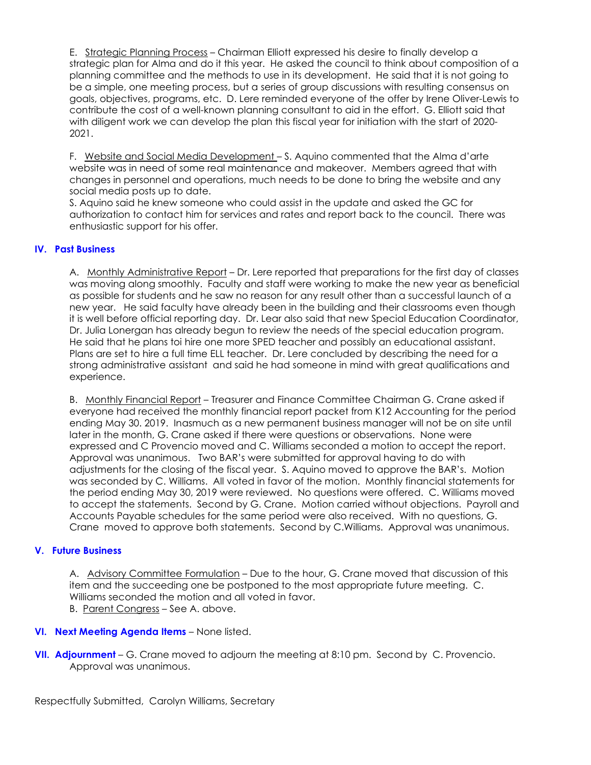E. Strategic Planning Process – Chairman Elliott expressed his desire to finally develop a strategic plan for Alma and do it this year. He asked the council to think about composition of a planning committee and the methods to use in its development. He said that it is not going to be a simple, one meeting process, but a series of group discussions with resulting consensus on goals, objectives, programs, etc. D. Lere reminded everyone of the offer by Irene Oliver-Lewis to contribute the cost of a well-known planning consultant to aid in the effort. G. Elliott said that with diligent work we can develop the plan this fiscal year for initiation with the start of 2020-2021.

F. Website and Social Media Development – S. Aquino commented that the Alma d'arte website was in need of some real maintenance and makeover. Members agreed that with changes in personnel and operations, much needs to be done to bring the website and any social media posts up to date.
S. Aquino said he knew someone who could assist in the update and asked the GC for authorization to contact him for services and rates and report back to the council. There was enthusiastic support for his offer.

## IV. Past Business

A. Monthly Administrative Report – Dr. Lere reported that preparations for the first day of classes was moving along smoothly. Faculty and staff were working to make the new year as beneficial as possible for students and he saw no reason for any result other than a successful launch of a new year. He said faculty have already been in the building and their classrooms even though it is well before official reporting day. Dr. Lear also said that new Special Education Coordinator, Dr. Julia Lonergan has already begun to review the needs of the special education program. He said that he plans toi hire one more SPED teacher and possibly an educational assistant. Plans are set to hire a full time ELL teacher. Dr. Lere concluded by describing the need for a strong administrative assistant and said he had someone in mind with great qualifications and experience.

B. Monthly Financial Report – Treasurer and Finance Committee Chairman G. Crane asked if everyone had received the monthly financial report packet from K12 Accounting for the period ending May 30. 2019. Inasmuch as a new permanent business manager will not be on site until later in the month, G. Crane asked if there were questions or observations. None were expressed and C Provencio moved and C. Williams seconded a motion to accept the report. Approval was unanimous. Two BAR's were submitted for approval having to do with adjustments for the closing of the fiscal year. S. Aquino moved to approve the BAR's. Motion was seconded by C. Williams. All voted in favor of the motion. Monthly financial statements for the period ending May 30, 2019 were reviewed. No questions were offered. C. Williams moved to accept the statements. Second by G. Crane. Motion carried without objections. Payroll and Accounts Payable schedules for the same period were also received. With no questions, G. Crane moved to approve both statements. Second by C.Williams. Approval was unanimous.

## V. Future Business

A. Advisory Committee Formulation – Due to the hour, G. Crane moved that discussion of this item and the succeeding one be postponed to the most appropriate future meeting. C. Williams seconded the motion and all voted in favor.
B. Parent Congress – See A. above.

## VI. Next Meeting Agenda Items – None listed.

## VII. Adjournment – G. Crane moved to adjourn the meeting at 8:10 pm. Second by C. Provencio. Approval was unanimous.

Respectfully Submitted, Carolyn Williams, Secretary